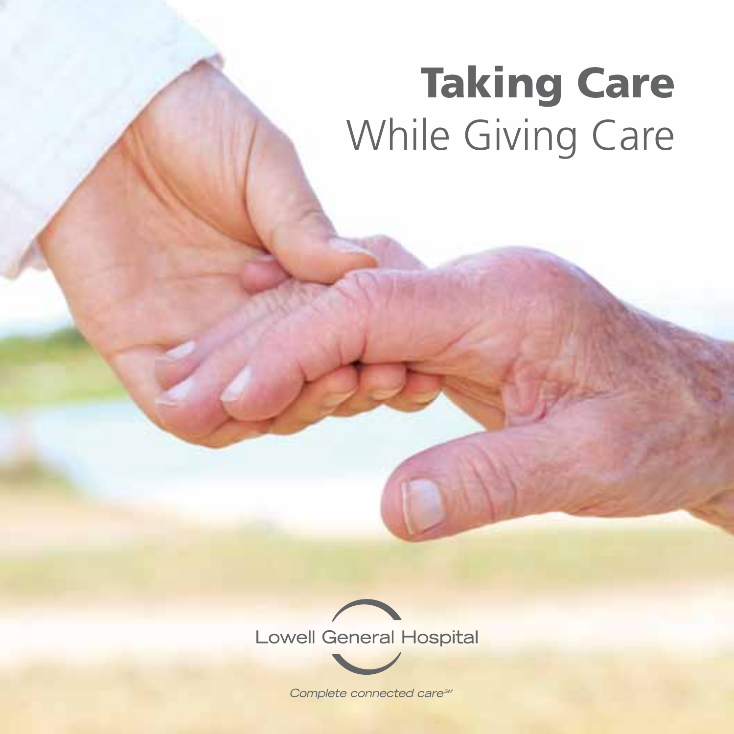# **Taking Care** While Giving Care

Lowell General Hospital

*Complete connected care℠*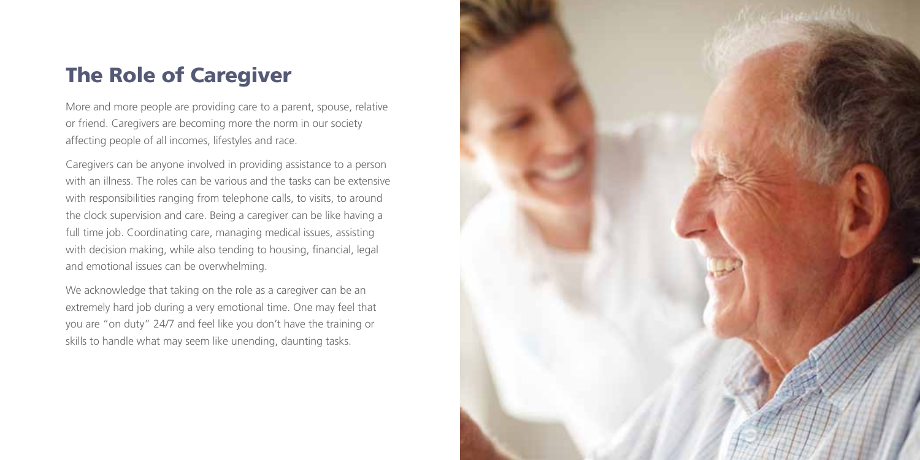## The Role of Caregiver

More and more people are providing care to a parent, spouse, relative or friend. Caregivers are becoming more the norm in our society affecting people of all incomes, lifestyles and race.

Caregivers can be anyone involved in providing assistance to a person with an illness. The roles can be various and the tasks can be extensive with responsibilities ranging from telephone calls, to visits, to around the clock supervision and care. Being a caregiver can be like having a full time job. Coordinating care, managing medical issues, assisting with decision making, while also tending to housing, financial, legal and emotional issues can be overwhelming.

We acknowledge that taking on the role as a caregiver can be an extremely hard job during a very emotional time. One may feel that you are "on duty" 24/7 and feel like you don't have the training or skills to handle what may seem like unending, daunting tasks.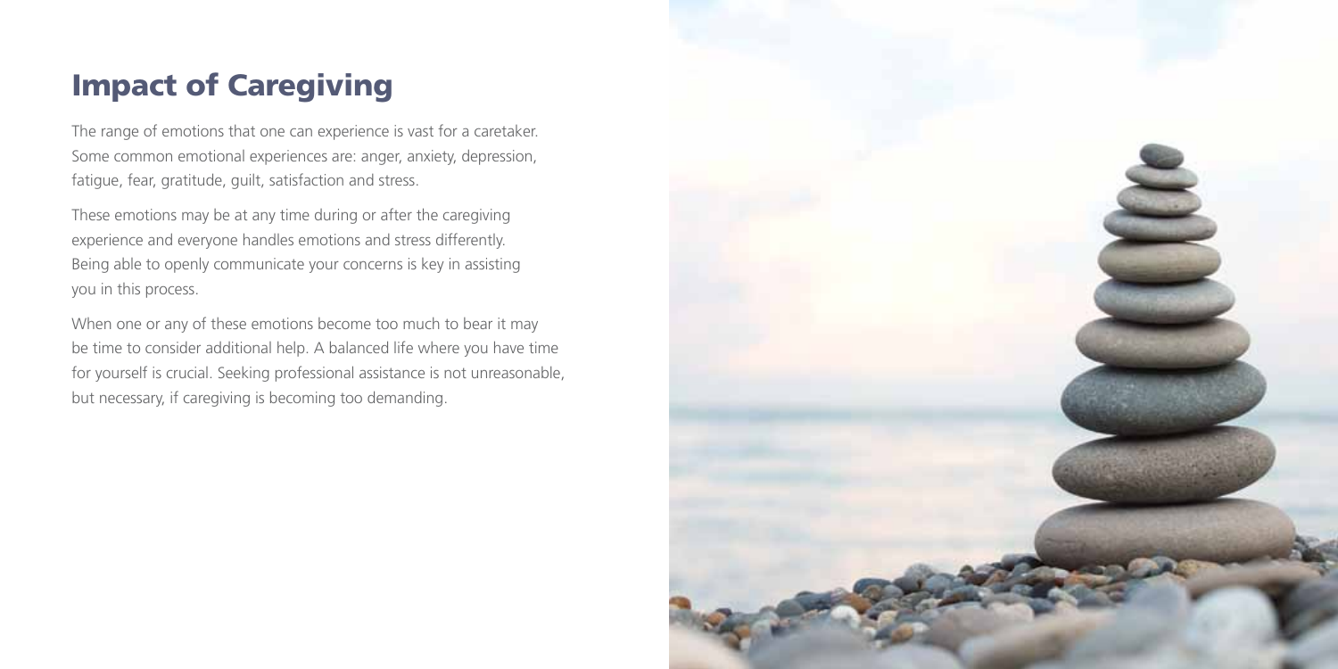## Impact of Caregiving

The range of emotions that one can experience is vast for a caretaker. Some common emotional experiences are: anger, anxiety, depression, fatigue, fear, gratitude, guilt, satisfaction and stress.

These emotions may be at any time during or after the caregiving experience and everyone handles emotions and stress differently. Being able to openly communicate your concerns is key in assisting you in this process.

When one or any of these emotions become too much to bear it may be time to consider additional help. A balanced life where you have time for yourself is crucial. Seeking professional assistance is not unreasonable, but necessary, if caregiving is becoming too demanding.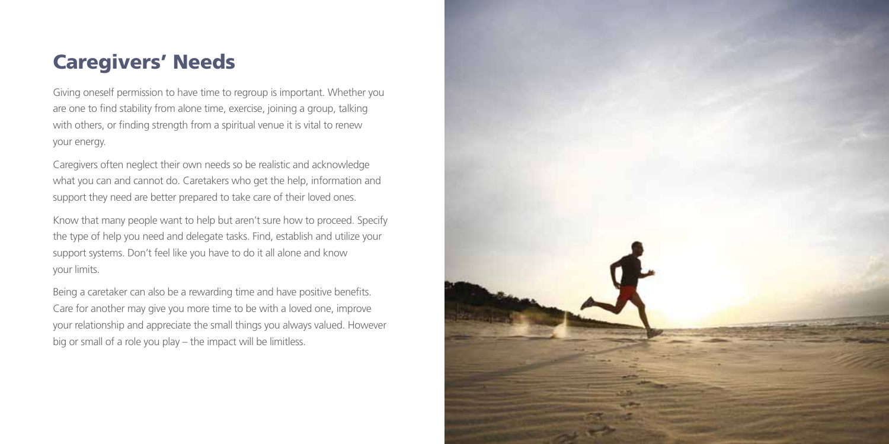## Caregivers' Needs

Giving oneself permission to have time to regroup is important. Whether you are one to find stability from alone time, exercise, joining a group, talking with others, or finding strength from a spiritual venue it is vital to renew your energy.

Caregivers often neglect their own needs so be realistic and acknowledge what you can and cannot do. Caretakers who get the help, information and support they need are better prepared to take care of their loved ones.

Know that many people want to help but aren't sure how to proceed. Specify the type of help you need and delegate tasks. Find, establish and utilize your support systems. Don't feel like you have to do it all alone and know your limits.

Being a caretaker can also be a rewarding time and have positive benefits. Care for another may give you more time to be with a loved one, improve your relationship and appreciate the small things you always valued. However big or small of a role you play – the impact will be limitless.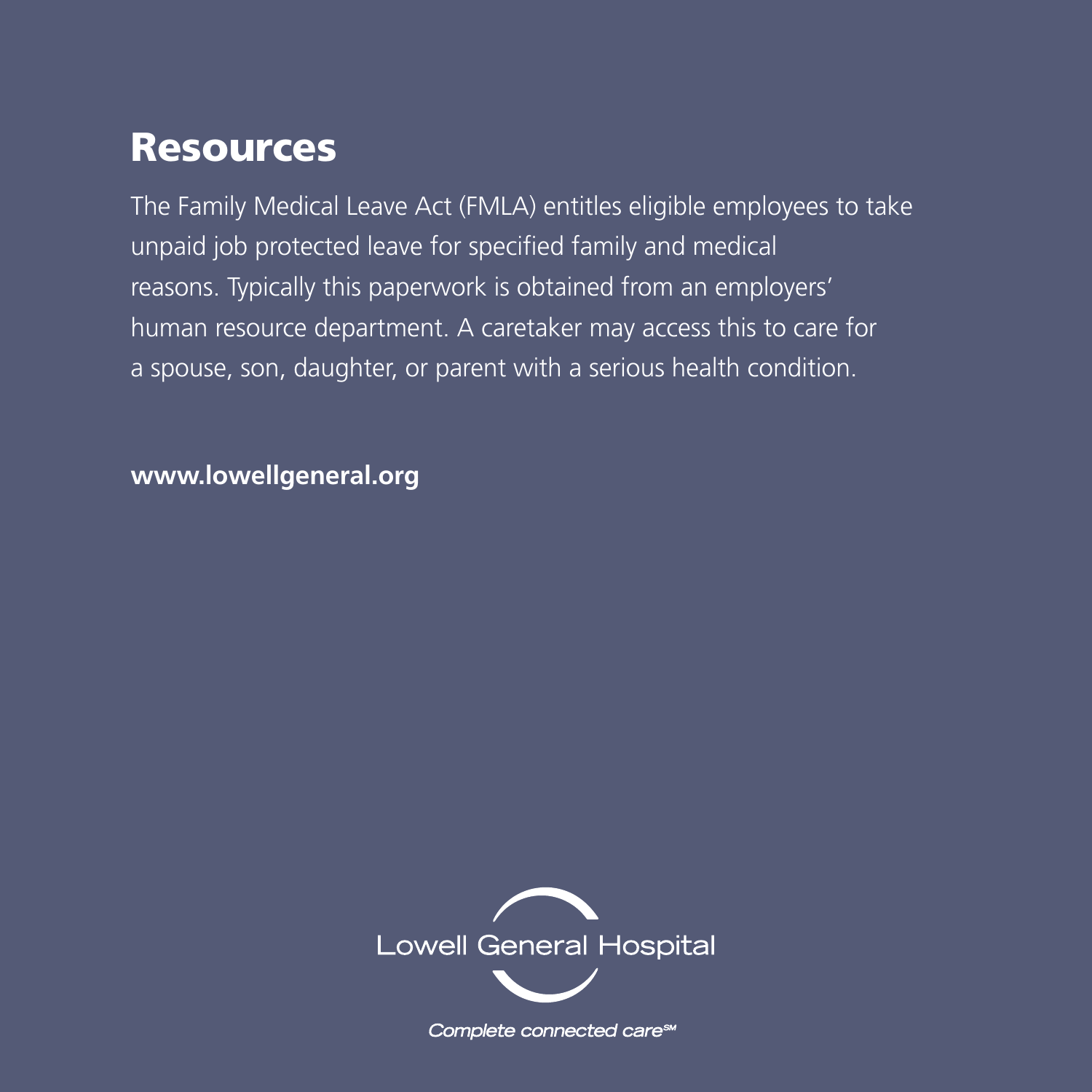# Resources

The Family Medical Leave Act (FMLA) entitles eligible employees to take unpaid job protected leave for specified family and medical reasons. Typically this paperwork is obtained from an employers' human resource department. A caretaker may access this to care for a spouse, son, daughter, or parent with a serious health condition.

**www.lowellgeneral.org**

Lowell General Hospital

*Complete connected care℠*